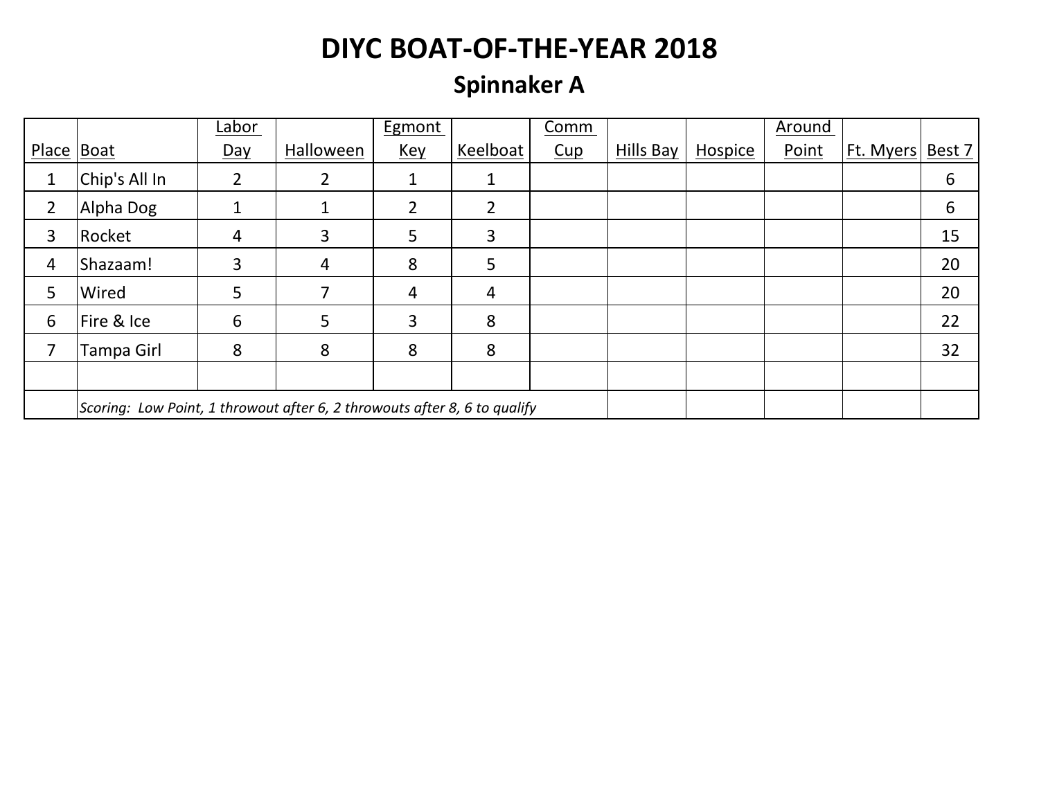# DIYC BOAT-OF-THE-YEAR 2018

## Spinnaker A

| Place | Boat | Labor Day | Halloween | Egmont Key | Keelboat | Comm Cup | Hills Bay | Hospice | Around Point | Ft. Myers | Best 7 |
|---|---|---|---|---|---|---|---|---|---|---|---|
| 1 | Chip's All In | 2 | 2 | 1 | 1 | | | | | | 6 |
| 2 | Alpha Dog | 1 | 1 | 2 | 2 | | | | | | 6 |
| 3 | Rocket | 4 | 3 | 5 | 3 | | | | | | 15 |
| 4 | Shazaam! | 3 | 4 | 8 | 5 | | | | | | 20 |
| 5 | Wired | 5 | 7 | 4 | 4 | | | | | | 20 |
| 6 | Fire & Ice | 6 | 5 | 3 | 8 | | | | | | 22 |
| 7 | Tampa Girl | 8 | 8 | 8 | 8 | | | | | | 32 |
| | | | | | | | | | | | |
| | *Scoring: Low Point, 1 throwout after 6, 2 throwouts after 8, 6 to qualify* | | | | | | | | | | |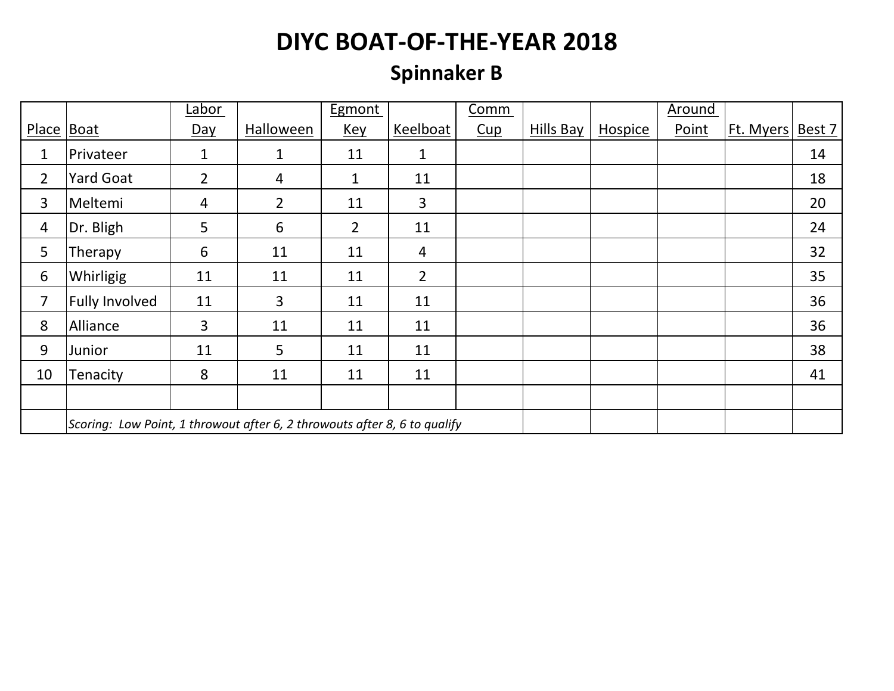# DIYC BOAT-OF-THE-YEAR 2018

## Spinnaker B

| Place | Boat | Labor Day | Halloween | Egmont Key | Keelboat | Comm Cup | Hills Bay | Hospice | Around Point | Ft. Myers | Best 7 |
|---|---|---|---|---|---|---|---|---|---|---|---|
| 1 | Privateer | 1 | 1 | 11 | 1 | | | | | | 14 |
| 2 | Yard Goat | 2 | 4 | 1 | 11 | | | | | | 18 |
| 3 | Meltemi | 4 | 2 | 11 | 3 | | | | | | 20 |
| 4 | Dr. Bligh | 5 | 6 | 2 | 11 | | | | | | 24 |
| 5 | Therapy | 6 | 11 | 11 | 4 | | | | | | 32 |
| 6 | Whirligig | 11 | 11 | 11 | 2 | | | | | | 35 |
| 7 | Fully Involved | 11 | 3 | 11 | 11 | | | | | | 36 |
| 8 | Alliance | 3 | 11 | 11 | 11 | | | | | | 36 |
| 9 | Junior | 11 | 5 | 11 | 11 | | | | | | 38 |
| 10 | Tenacity | 8 | 11 | 11 | 11 | | | | | | 41 |
| | | | | | | | | | | | |
| | *Scoring: Low Point, 1 throwout after 6, 2 throwouts after 8, 6 to qualify* | | | | | | | | | | |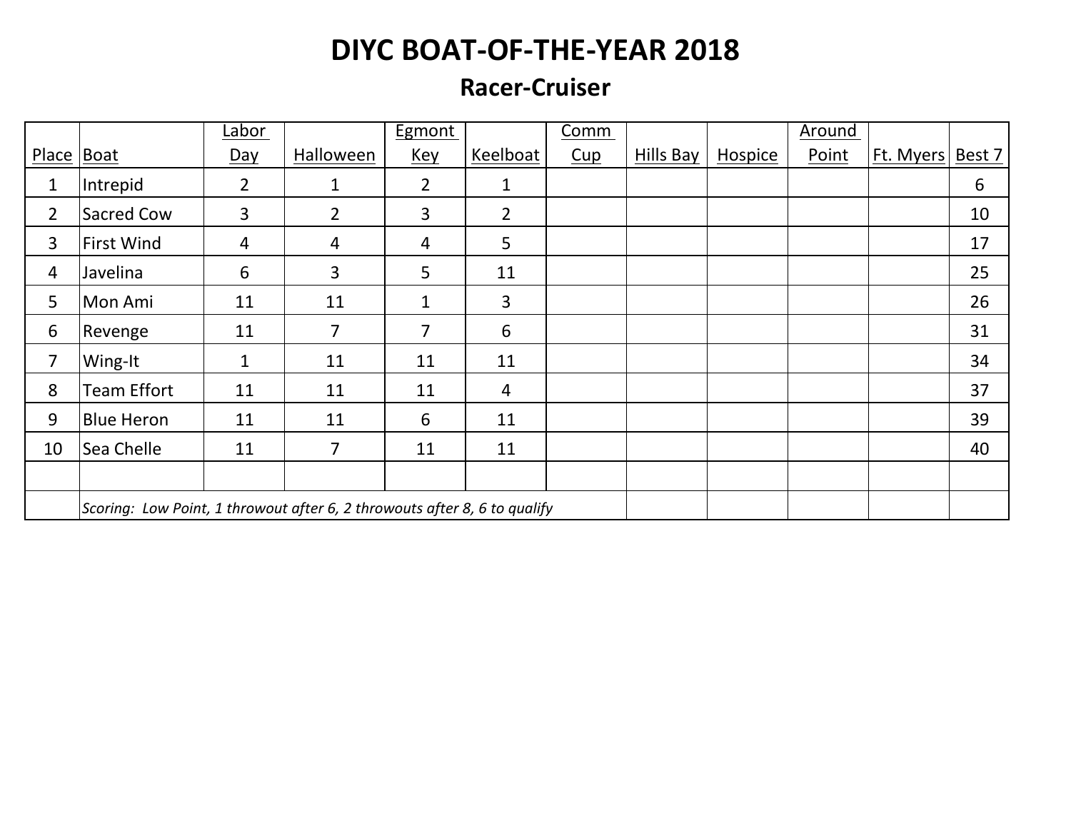# DIYC BOAT-OF-THE-YEAR 2018

## Racer-Cruiser

| Place | Boat | Labor Day | Halloween | Egmont Key | Keelboat | Comm Cup | Hills Bay | Hospice | Around Point | Ft. Myers | Best 7 |
|---|---|---|---|---|---|---|---|---|---|---|---|
| 1 | Intrepid | 2 | 1 | 2 | 1 | | | | | | 6 |
| 2 | Sacred Cow | 3 | 2 | 3 | 2 | | | | | | 10 |
| 3 | First Wind | 4 | 4 | 4 | 5 | | | | | | 17 |
| 4 | Javelina | 6 | 3 | 5 | 11 | | | | | | 25 |
| 5 | Mon Ami | 11 | 11 | 1 | 3 | | | | | | 26 |
| 6 | Revenge | 11 | 7 | 7 | 6 | | | | | | 31 |
| 7 | Wing-It | 1 | 11 | 11 | 11 | | | | | | 34 |
| 8 | Team Effort | 11 | 11 | 11 | 4 | | | | | | 37 |
| 9 | Blue Heron | 11 | 11 | 6 | 11 | | | | | | 39 |
| 10 | Sea Chelle | 11 | 7 | 11 | 11 | | | | | | 40 |
| | | | | | | | | | | | |
| | *Scoring: Low Point, 1 throwout after 6, 2 throwouts after 8, 6 to qualify* | | | | | | | | | | |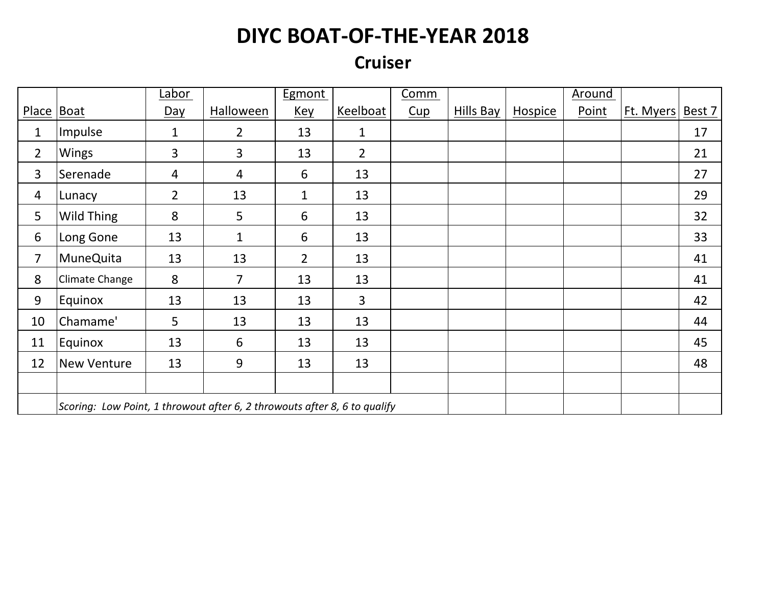# DIYC BOAT-OF-THE-YEAR 2018

## Cruiser

| Place | Boat | Labor Day | Halloween | Egmont Key | Keelboat | Comm Cup | Hills Bay | Hospice | Around Point | Ft. Myers | Best 7 |
|---|---|---|---|---|---|---|---|---|---|---|---|
| 1 | Impulse | 1 | 2 | 13 | 1 | | | | | | 17 |
| 2 | Wings | 3 | 3 | 13 | 2 | | | | | | 21 |
| 3 | Serenade | 4 | 4 | 6 | 13 | | | | | | 27 |
| 4 | Lunacy | 2 | 13 | 1 | 13 | | | | | | 29 |
| 5 | Wild Thing | 8 | 5 | 6 | 13 | | | | | | 32 |
| 6 | Long Gone | 13 | 1 | 6 | 13 | | | | | | 33 |
| 7 | MuneQuita | 13 | 13 | 2 | 13 | | | | | | 41 |
| 8 | Climate Change | 8 | 7 | 13 | 13 | | | | | | 41 |
| 9 | Equinox | 13 | 13 | 13 | 3 | | | | | | 42 |
| 10 | Chamame' | 5 | 13 | 13 | 13 | | | | | | 44 |
| 11 | Equinox | 13 | 6 | 13 | 13 | | | | | | 45 |
| 12 | New Venture | 13 | 9 | 13 | 13 | | | | | | 48 |
| | | | | | | | | | | | |
| | *Scoring: Low Point, 1 throwout after 6, 2 throwouts after 8, 6 to qualify* | | | | | | | | | | |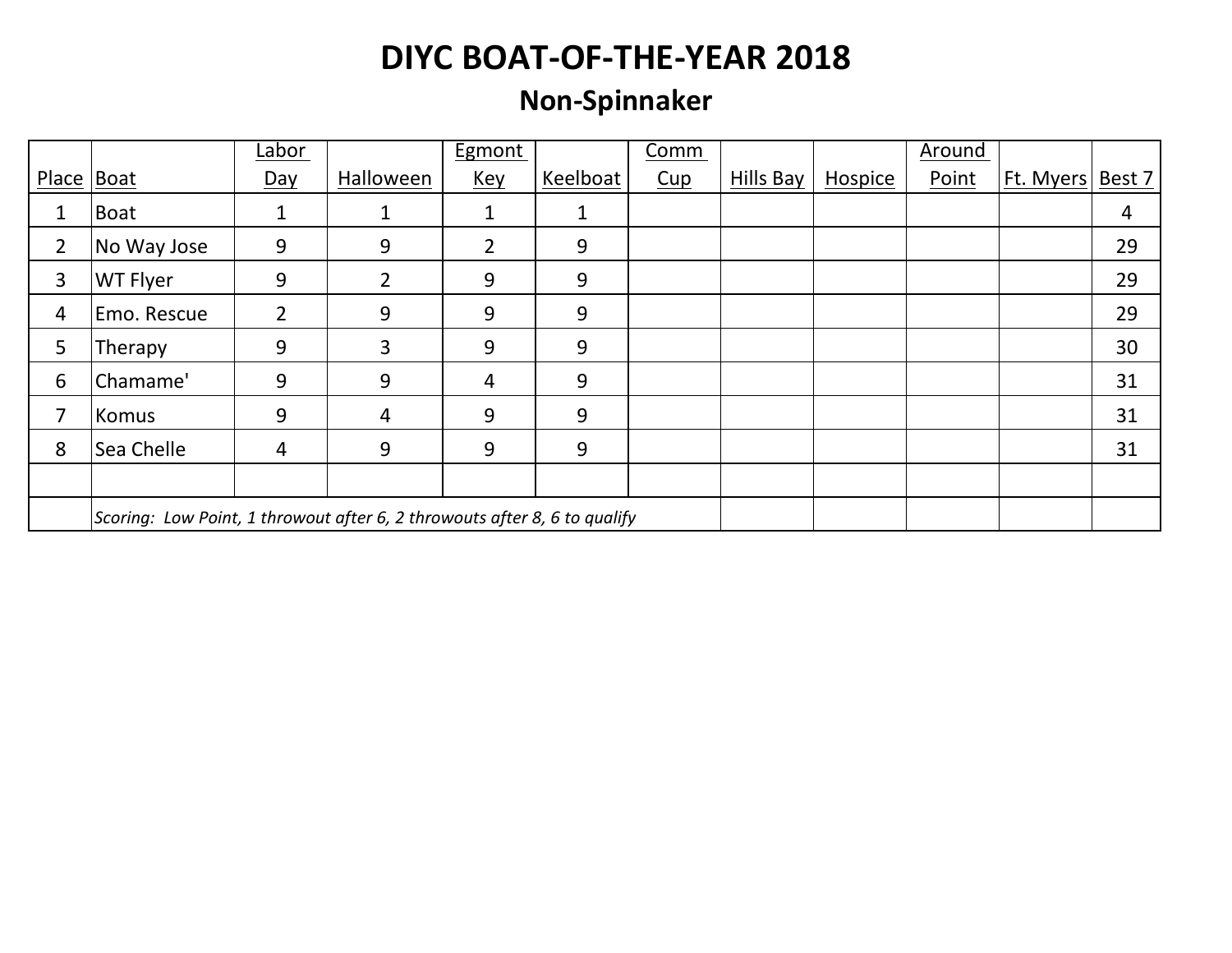# DIYC BOAT-OF-THE-YEAR 2018

## Non-Spinnaker

| Place | Boat | Labor Day | Halloween | Egmont Key | Keelboat | Comm Cup | Hills Bay | Hospice | Around Point | Ft. Myers | Best 7 |
|---|---|---|---|---|---|---|---|---|---|---|---|
| 1 | Boat | 1 | 1 | 1 | 1 | | | | | | 4 |
| 2 | No Way Jose | 9 | 9 | 2 | 9 | | | | | | 29 |
| 3 | WT Flyer | 9 | 2 | 9 | 9 | | | | | | 29 |
| 4 | Emo. Rescue | 2 | 9 | 9 | 9 | | | | | | 29 |
| 5 | Therapy | 9 | 3 | 9 | 9 | | | | | | 30 |
| 6 | Chamame' | 9 | 9 | 4 | 9 | | | | | | 31 |
| 7 | Komus | 9 | 4 | 9 | 9 | | | | | | 31 |
| 8 | Sea Chelle | 4 | 9 | 9 | 9 | | | | | | 31 |
| | | | | | | | | | | | |
| | *Scoring: Low Point, 1 throwout after 6, 2 throwouts after 8, 6 to qualify* | | | | | | | | | | |